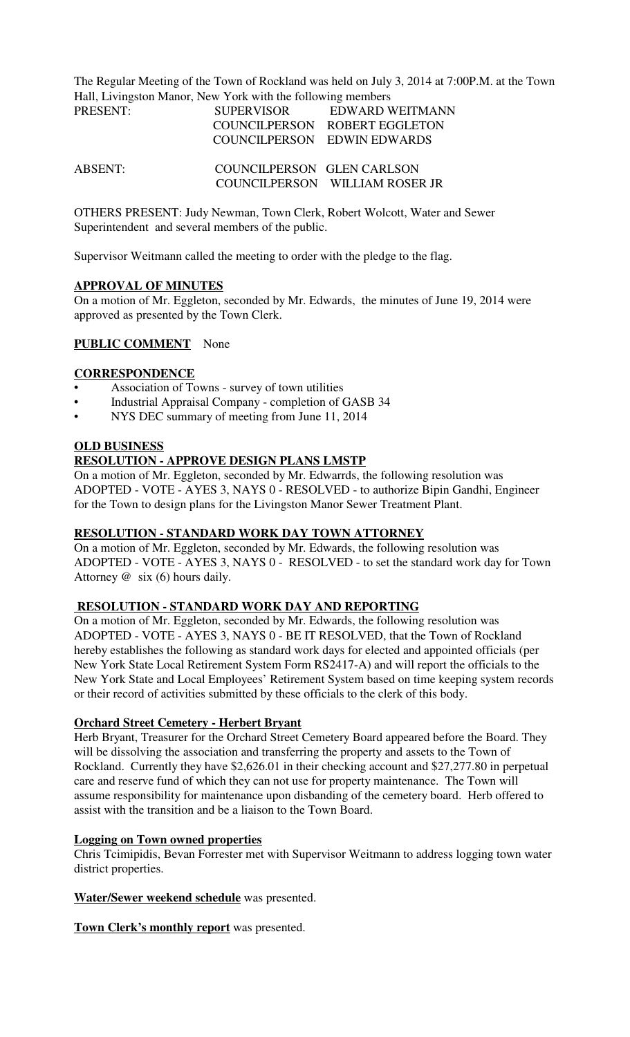The Regular Meeting of the Town of Rockland was held on July 3, 2014 at 7:00P.M. at the Town Hall, Livingston Manor, New York with the following members

| | | |
|---|---|---|
| PRESENT: | SUPERVISOR | EDWARD WEITMANN |
| | COUNCILPERSON | ROBERT EGGLETON |
| | COUNCILPERSON | EDWIN EDWARDS |
| ABSENT: | COUNCILPERSON | GLEN CARLSON |
| | COUNCILPERSON | WILLIAM ROSER JR |

OTHERS PRESENT: Judy Newman, Town Clerk, Robert Wolcott, Water and Sewer Superintendent and several members of the public.

Supervisor Weitmann called the meeting to order with the pledge to the flag.

**APPROVAL OF MINUTES**

On a motion of Mr. Eggleton, seconded by Mr. Edwards, the minutes of June 19, 2014 were approved as presented by the Town Clerk.

**PUBLIC COMMENT** None

**CORRESPONDENCE**

- Association of Towns - survey of town utilities
- Industrial Appraisal Company - completion of GASB 34
- NYS DEC summary of meeting from June 11, 2014

**OLD BUSINESS**

**RESOLUTION - APPROVE DESIGN PLANS LMSTP**

On a motion of Mr. Eggleton, seconded by Mr. Edwarrds, the following resolution was ADOPTED - VOTE - AYES 3, NAYS 0 - RESOLVED - to authorize Bipin Gandhi, Engineer for the Town to design plans for the Livingston Manor Sewer Treatment Plant.

**RESOLUTION - STANDARD WORK DAY TOWN ATTORNEY**

On a motion of Mr. Eggleton, seconded by Mr. Edwards, the following resolution was ADOPTED - VOTE - AYES 3, NAYS 0 - RESOLVED - to set the standard work day for Town Attorney @ six (6) hours daily.

**RESOLUTION - STANDARD WORK DAY AND REPORTING**

On a motion of Mr. Eggleton, seconded by Mr. Edwards, the following resolution was ADOPTED - VOTE - AYES 3, NAYS 0 - BE IT RESOLVED, that the Town of Rockland hereby establishes the following as standard work days for elected and appointed officials (per New York State Local Retirement System Form RS2417-A) and will report the officials to the New York State and Local Employees' Retirement System based on time keeping system records or their record of activities submitted by these officials to the clerk of this body.

**Orchard Street Cemetery - Herbert Bryant**

Herb Bryant, Treasurer for the Orchard Street Cemetery Board appeared before the Board. They will be dissolving the association and transferring the property and assets to the Town of Rockland. Currently they have $2,626.01 in their checking account and $27,277.80 in perpetual care and reserve fund of which they can not use for property maintenance. The Town will assume responsibility for maintenance upon disbanding of the cemetery board. Herb offered to assist with the transition and be a liaison to the Town Board.

**Logging on Town owned properties**

Chris Tcimipidis, Bevan Forrester met with Supervisor Weitmann to address logging town water district properties.

**Water/Sewer weekend schedule** was presented.

**Town Clerk's monthly report** was presented.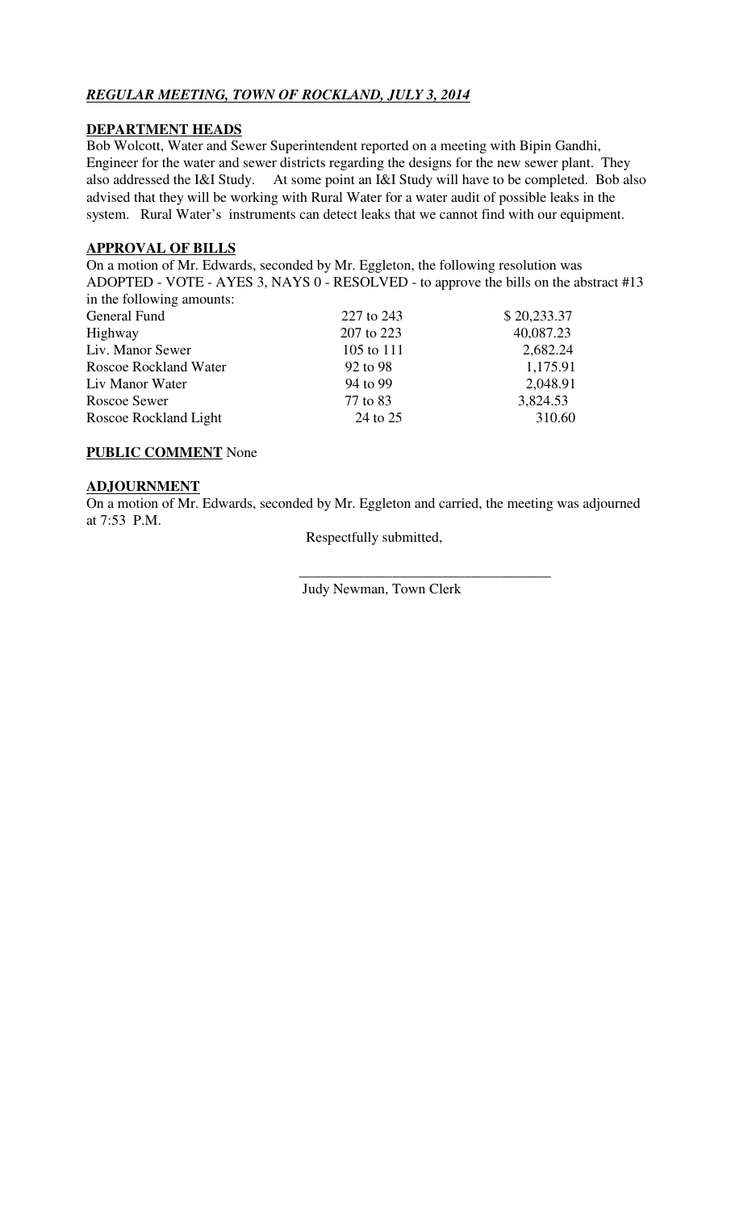***REGULAR MEETING, TOWN OF ROCKLAND, JULY 3, 2014***

**DEPARTMENT HEADS**

Bob Wolcott, Water and Sewer Superintendent reported on a meeting with Bipin Gandhi, Engineer for the water and sewer districts regarding the designs for the new sewer plant. They also addressed the I&I Study. At some point an I&I Study will have to be completed. Bob also advised that they will be working with Rural Water for a water audit of possible leaks in the system. Rural Water's instruments can detect leaks that we cannot find with our equipment.

**APPROVAL OF BILLS**

On a motion of Mr. Edwards, seconded by Mr. Eggleton, the following resolution was ADOPTED - VOTE - AYES 3, NAYS 0 - RESOLVED - to approve the bills on the abstract #13 in the following amounts:

| | | |
|---|---|---|
| General Fund | 227 to 243 | $ 20,233.37 |
| Highway | 207 to 223 | 40,087.23 |
| Liv. Manor Sewer | 105 to 111 | 2,682.24 |
| Roscoe Rockland Water | 92 to 98 | 1,175.91 |
| Liv Manor Water | 94 to 99 | 2,048.91 |
| Roscoe Sewer | 77 to 83 | 3,824.53 |
| Roscoe Rockland Light | 24 to 25 | 310.60 |

**PUBLIC COMMENT** None

**ADJOURNMENT**

On a motion of Mr. Edwards, seconded by Mr. Eggleton and carried, the meeting was adjourned at 7:53 P.M.

Respectfully submitted,

\_\_\_\_\_\_\_\_\_\_\_\_\_\_\_\_\_\_\_\_\_\_\_\_\_\_\_\_\_\_\_\_\_\_\_

Judy Newman, Town Clerk